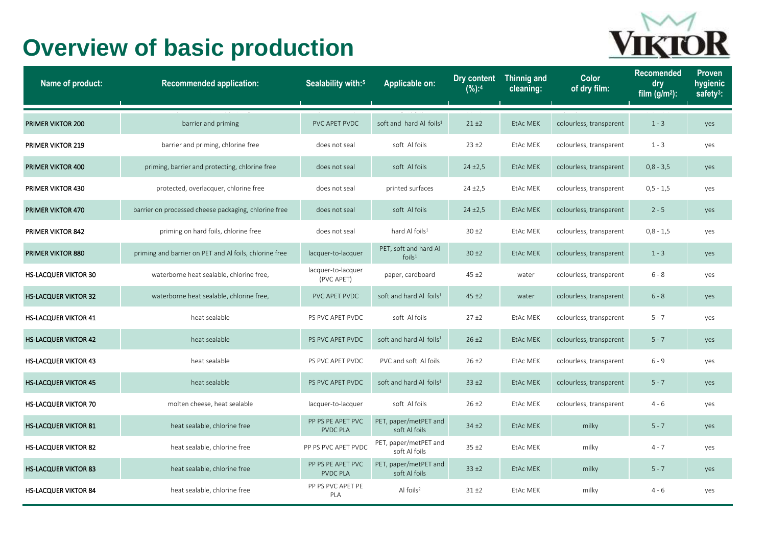# Overview of basic production

VIKTOR

| Name of product: | Recommended application: | Sealability with:[5] | Applicable on: | Dry content (%):[4] | Thinnig and cleaning: | Color of dry film: | Recomended dry film (g/m²): | Proven hygienic safety[3]: |
|---|---|---|---|---|---|---|---|---|
| PRIMER VIKTOR 200 | barrier and priming | PVC APET PVDC | soft and hard Al foils[1] | 21 ±2 | EtAc MEK | colourless, transparent | 1 - 3 | yes |
| PRIMER VIKTOR 219 | barrier and priming, chlorine free | does not seal | soft Al foils | 23 ±2 | EtAc MEK | colourless, transparent | 1 - 3 | yes |
| PRIMER VIKTOR 400 | priming, barrier and protecting, chlorine free | does not seal | soft Al foils | 24 ±2,5 | EtAc MEK | colourless, transparent | 0,8 - 3,5 | yes |
| PRIMER VIKTOR 430 | protected, overlacquer, chlorine free | does not seal | printed surfaces | 24 ±2,5 | EtAc MEK | colourless, transparent | 0,5 - 1,5 | yes |
| PRIMER VIKTOR 470 | barrier on processed cheese packaging, chlorine free | does not seal | soft Al foils | 24 ±2,5 | EtAc MEK | colourless, transparent | 2 - 5 | yes |
| PRIMER VIKTOR 842 | priming on hard foils, chlorine free | does not seal | hard Al foils[1] | 30 ±2 | EtAc MEK | colourless, transparent | 0,8 - 1,5 | yes |
| PRIMER VIKTOR 880 | priming and barrier on PET and Al foils, chlorine free | lacquer-to-lacquer | PET, soft and hard Al foils[1] | 30 ±2 | EtAc MEK | colourless, transparent | 1 - 3 | yes |
| HS-LACQUER VIKTOR 30 | waterborne heat sealable, chlorine free, | lacquer-to-lacquer (PVC APET) | paper, cardboard | 45 ±2 | water | colourless, transparent | 6 - 8 | yes |
| HS-LACQUER VIKTOR 32 | waterborne heat sealable, chlorine free, | PVC APET PVDC | soft and hard Al foils[1] | 45 ±2 | water | colourless, transparent | 6 - 8 | yes |
| HS-LACQUER VIKTOR 41 | heat sealable | PS PVC APET PVDC | soft Al foils | 27 ±2 | EtAc MEK | colourless, transparent | 5 - 7 | yes |
| HS-LACQUER VIKTOR 42 | heat sealable | PS PVC APET PVDC | soft and hard Al foils[1] | 26 ±2 | EtAc MEK | colourless, transparent | 5 - 7 | yes |
| HS-LACQUER VIKTOR 43 | heat sealable | PS PVC APET PVDC | PVC and soft Al foils | 26 ±2 | EtAc MEK | colourless, transparent | 6 - 9 | yes |
| HS-LACQUER VIKTOR 45 | heat sealable | PS PVC APET PVDC | soft and hard Al foils[1] | 33 ±2 | EtAc MEK | colourless, transparent | 5 - 7 | yes |
| HS-LACQUER VIKTOR 70 | molten cheese, heat sealable | lacquer-to-lacquer | soft Al foils | 26 ±2 | EtAc MEK | colourless, transparent | 4 - 6 | yes |
| HS-LACQUER VIKTOR 81 | heat sealable, chlorine free | PP PS PE APET PVC PVDC PLA | PET, paper/metPET and soft Al foils | 34 ±2 | EtAc MEK | milky | 5 - 7 | yes |
| HS-LACQUER VIKTOR 82 | heat sealable, chlorine free | PP PS PVC APET PVDC | PET, paper/metPET and soft Al foils | 35 ±2 | EtAc MEK | milky | 4 - 7 | yes |
| HS-LACQUER VIKTOR 83 | heat sealable, chlorine free | PP PS PE APET PVC PVDC PLA | PET, paper/metPET and soft Al foils | 33 ±2 | EtAc MEK | milky | 5 - 7 | yes |
| HS-LACQUER VIKTOR 84 | heat sealable, chlorine free | PP PS PVC APET PE PLA | Al foils[2] | 31 ±2 | EtAc MEK | milky | 4 - 6 | yes |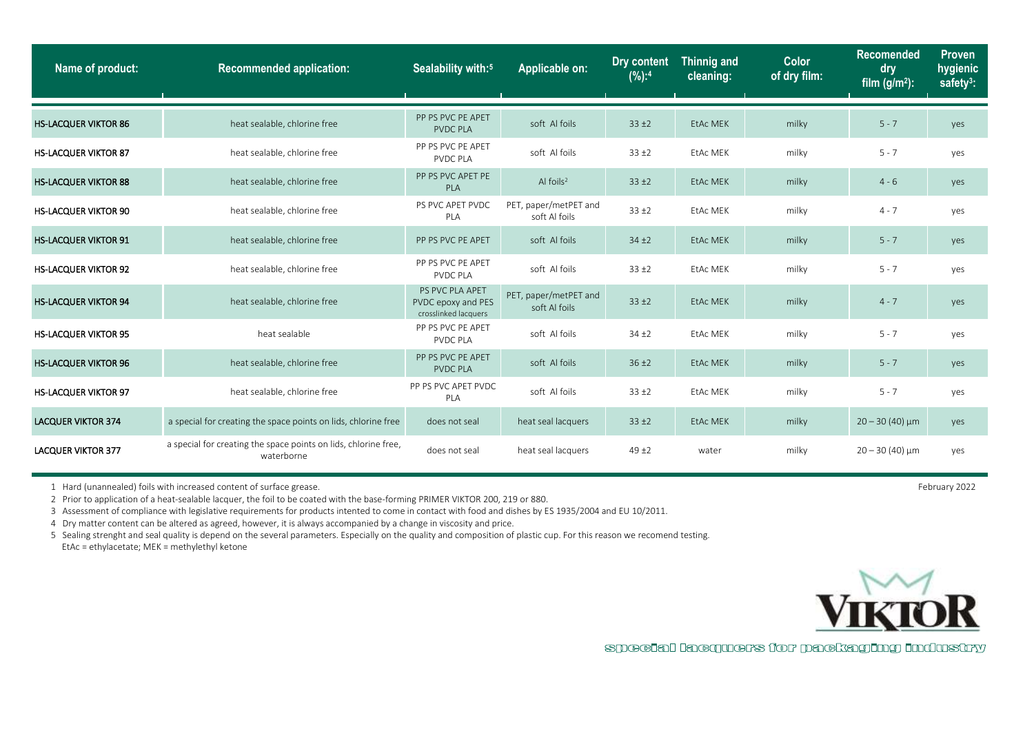| Name of product: | Recommended application: | Sealability with:[5] | Applicable on: | Dry content (%):[4] | Thinnig and cleaning: | Color of dry film: | Recomended dry film (g/m²): | Proven hygienic safety[3]: |
|---|---|---|---|---|---|---|---|---|
| HS-LACQUER VIKTOR 86 | heat sealable, chlorine free | PP PS PVC PE APET PVDC PLA | soft Al foils | 33 ±2 | EtAc MEK | milky | 5 - 7 | yes |
| HS-LACQUER VIKTOR 87 | heat sealable, chlorine free | PP PS PVC PE APET PVDC PLA | soft Al foils | 33 ±2 | EtAc MEK | milky | 5 - 7 | yes |
| HS-LACQUER VIKTOR 88 | heat sealable, chlorine free | PP PS PVC APET PE PLA | Al foils[2] | 33 ±2 | EtAc MEK | milky | 4 - 6 | yes |
| HS-LACQUER VIKTOR 90 | heat sealable, chlorine free | PS PVC APET PVDC PLA | PET, paper/metPET and soft Al foils | 33 ±2 | EtAc MEK | milky | 4 - 7 | yes |
| HS-LACQUER VIKTOR 91 | heat sealable, chlorine free | PP PS PVC PE APET | soft Al foils | 34 ±2 | EtAc MEK | milky | 5 - 7 | yes |
| HS-LACQUER VIKTOR 92 | heat sealable, chlorine free | PP PS PVC PE APET PVDC PLA | soft Al foils | 33 ±2 | EtAc MEK | milky | 5 - 7 | yes |
| HS-LACQUER VIKTOR 94 | heat sealable, chlorine free | PS PVC PLA APET PVDC epoxy and PES crosslinked lacquers | PET, paper/metPET and soft Al foils | 33 ±2 | EtAc MEK | milky | 4 - 7 | yes |
| HS-LACQUER VIKTOR 95 | heat sealable | PP PS PVC PE APET PVDC PLA | soft Al foils | 34 ±2 | EtAc MEK | milky | 5 - 7 | yes |
| HS-LACQUER VIKTOR 96 | heat sealable, chlorine free | PP PS PVC PE APET PVDC PLA | soft Al foils | 36 ±2 | EtAc MEK | milky | 5 - 7 | yes |
| HS-LACQUER VIKTOR 97 | heat sealable, chlorine free | PP PS PVC APET PVDC PLA | soft Al foils | 33 ±2 | EtAc MEK | milky | 5 - 7 | yes |
| LACQUER VIKTOR 374 | a special for creating the space points on lids, chlorine free | does not seal | heat seal lacquers | 33 ±2 | EtAc MEK | milky | 20 – 30 (40) μm | yes |
| LACQUER VIKTOR 377 | a special for creating the space points on lids, chlorine free, waterborne | does not seal | heat seal lacquers | 49 ±2 | water | milky | 20 – 30 (40) μm | yes |

1 Hard (unannealed) foils with increased content of surface grease.

2 Prior to application of a heat-sealable lacquer, the foil to be coated with the base-forming PRIMER VIKTOR 200, 219 or 880.

3 Assessment of compliance with legislative requirements for products intented to come in contact with food and dishes by ES 1935/2004 and EU 10/2011.

4 Dry matter content can be altered as agreed, however, it is always accompanied by a change in viscosity and price.

5 Sealing strenght and seal quality is depend on the several parameters. Especially on the quality and composition of plastic cup. For this reason we recomend testing.

EtAc = ethylacetate; MEK = methylethyl ketone

February 2022

VIKTOR

special lacquers for packaging industry